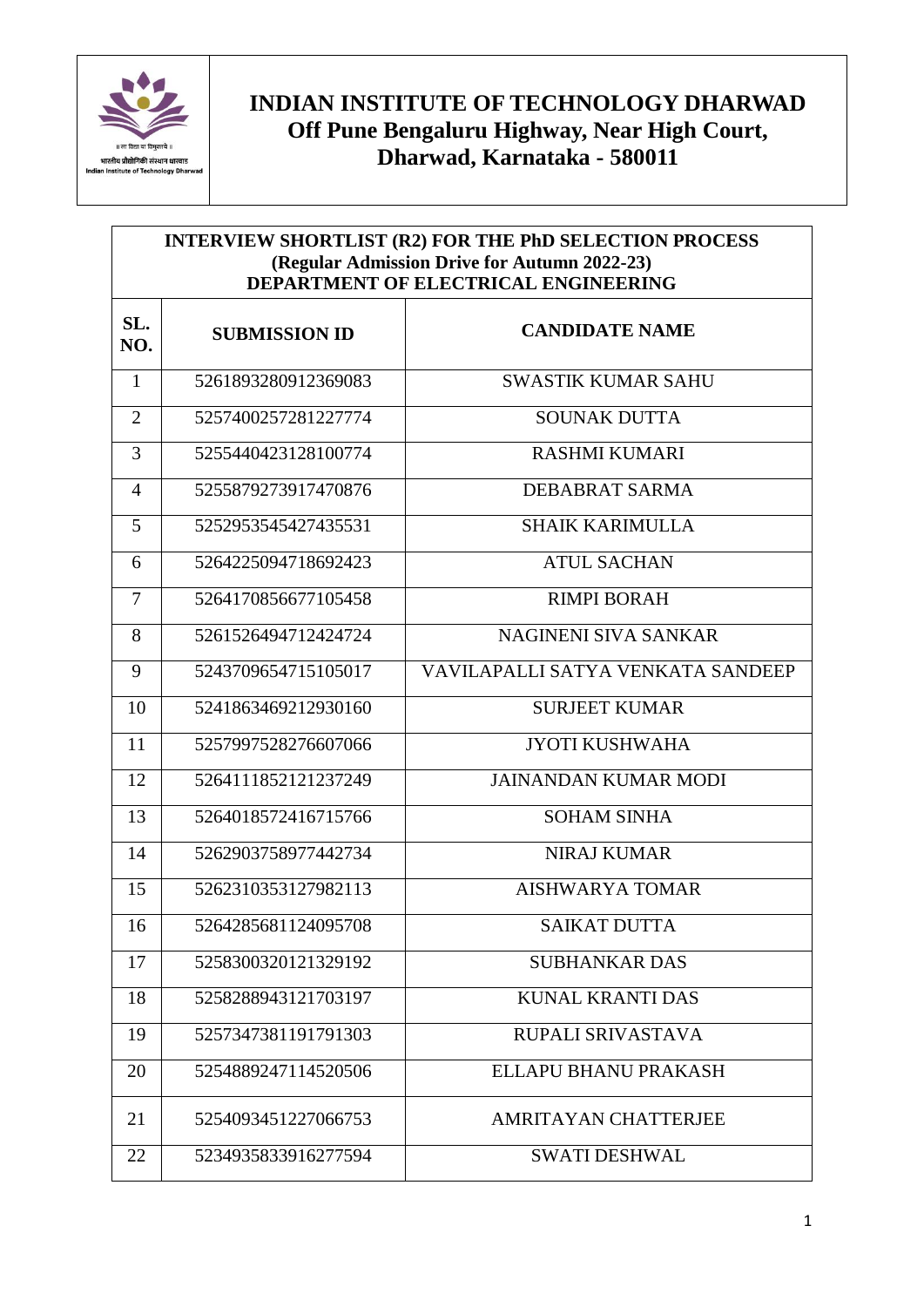# INDIAN INSTITUTE OF TECHNOLOGY DHARWAD

**Off Pune Bengaluru Highway, Near High Court, Dharwad, Karnataka - 580011**

## INTERVIEW SHORTLIST (R2) FOR THE PhD SELECTION PROCESS

**(Regular Admission Drive for Autumn 2022-23)**

**DEPARTMENT OF ELECTRICAL ENGINEERING**

| SL. NO. | SUBMISSION ID | CANDIDATE NAME |
|---|---|---|
| 1 | 5261893280912369083 | SWASTIK KUMAR SAHU |
| 2 | 5257400257281227774 | SOUNAK DUTTA |
| 3 | 5255440423128100774 | RASHMI KUMARI |
| 4 | 5255879273917470876 | DEBABRAT SARMA |
| 5 | 5252953545427435531 | SHAIK KARIMULLA |
| 6 | 5264225094718692423 | ATUL SACHAN |
| 7 | 5264170856677105458 | RIMPI BORAH |
| 8 | 5261526494712424724 | NAGINENI SIVA SANKAR |
| 9 | 5243709654715105017 | VAVILAPALLI SATYA VENKATA SANDEEP |
| 10 | 5241863469212930160 | SURJEET KUMAR |
| 11 | 5257997528276607066 | JYOTI KUSHWAHA |
| 12 | 5264111852121237249 | JAINANDAN KUMAR MODI |
| 13 | 5264018572416715766 | SOHAM SINHA |
| 14 | 5262903758977442734 | NIRAJ KUMAR |
| 15 | 5262310353127982113 | AISHWARYA TOMAR |
| 16 | 5264285681124095708 | SAIKAT DUTTA |
| 17 | 5258300320121329192 | SUBHANKAR DAS |
| 18 | 5258288943121703197 | KUNAL KRANTI DAS |
| 19 | 5257347381191791303 | RUPALI SRIVASTAVA |
| 20 | 5254889247114520506 | ELLAPU BHANU PRAKASH |
| 21 | 5254093451227066753 | AMRITAYAN CHATTERJEE |
| 22 | 5234935833916277594 | SWATI DESHWAL |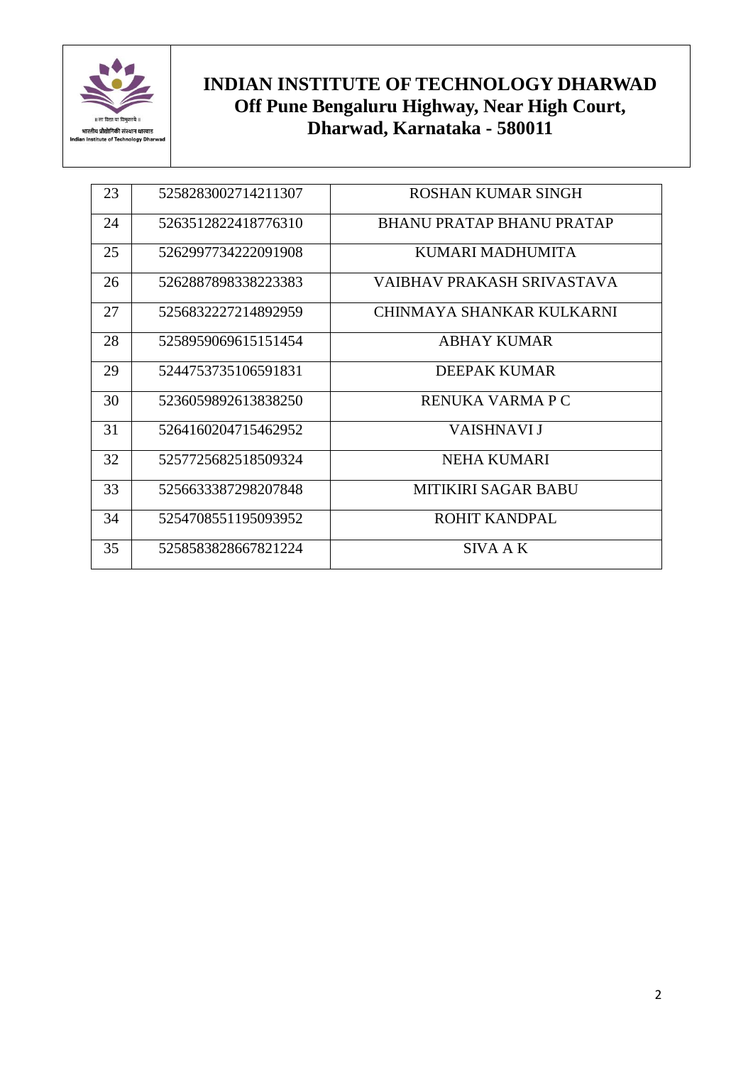# INDIAN INSTITUTE OF TECHNOLOGY DHARWAD
**Off Pune Bengaluru Highway, Near High Court, Dharwad, Karnataka - 580011**

| | | |
|---|---|---|
| 23 | 5258283002714211307 | ROSHAN KUMAR SINGH |
| 24 | 5263512822418776310 | BHANU PRATAP BHANU PRATAP |
| 25 | 5262997734222091908 | KUMARI MADHUMITA |
| 26 | 5262887898338223383 | VAIBHAV PRAKASH SRIVASTAVA |
| 27 | 5256832227214892959 | CHINMAYA SHANKAR KULKARNI |
| 28 | 5258959069615151454 | ABHAY KUMAR |
| 29 | 5244753735106591831 | DEEPAK KUMAR |
| 30 | 5236059892613838250 | RENUKA VARMA P C |
| 31 | 5264160204715462952 | VAISHNAVI J |
| 32 | 5257725682518509324 | NEHA KUMARI |
| 33 | 5256633387298207848 | MITIKIRI SAGAR BABU |
| 34 | 5254708551195093952 | ROHIT KANDPAL |
| 35 | 5258583828667821224 | SIVA A K |